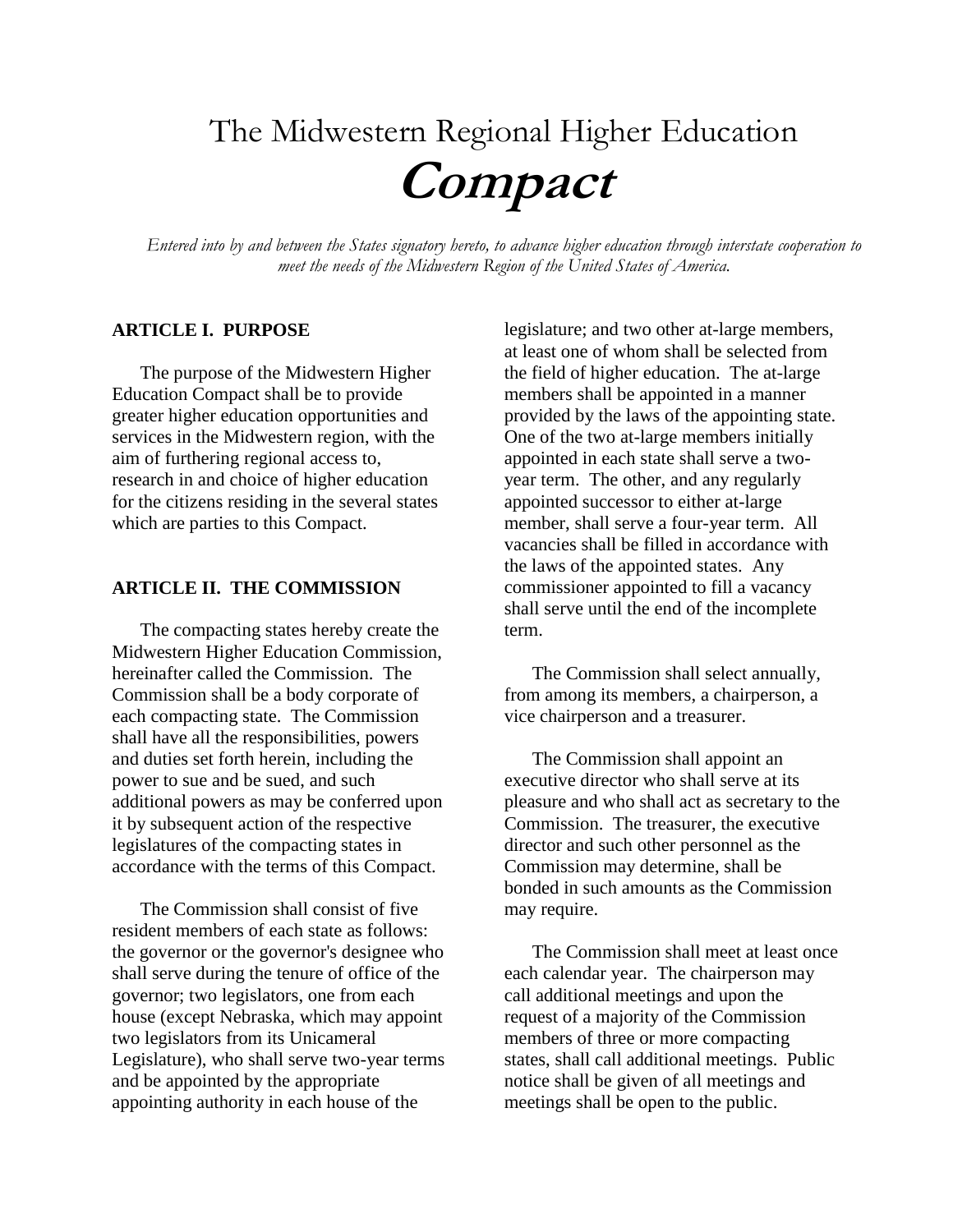# The Midwestern Regional Higher Education ***Compact***

*Entered into by and between the States signatory hereto, to advance higher education through interstate cooperation to meet the needs of the Midwestern Region of the United States of America.*

## ARTICLE I. PURPOSE

The purpose of the Midwestern Higher Education Compact shall be to provide greater higher education opportunities and services in the Midwestern region, with the aim of furthering regional access to, research in and choice of higher education for the citizens residing in the several states which are parties to this Compact.

## ARTICLE II. THE COMMISSION

The compacting states hereby create the Midwestern Higher Education Commission, hereinafter called the Commission. The Commission shall be a body corporate of each compacting state. The Commission shall have all the responsibilities, powers and duties set forth herein, including the power to sue and be sued, and such additional powers as may be conferred upon it by subsequent action of the respective legislatures of the compacting states in accordance with the terms of this Compact.

The Commission shall consist of five resident members of each state as follows: the governor or the governor's designee who shall serve during the tenure of office of the governor; two legislators, one from each house (except Nebraska, which may appoint two legislators from its Unicameral Legislature), who shall serve two-year terms and be appointed by the appropriate appointing authority in each house of the legislature; and two other at-large members, at least one of whom shall be selected from the field of higher education. The at-large members shall be appointed in a manner provided by the laws of the appointing state. One of the two at-large members initially appointed in each state shall serve a two-year term. The other, and any regularly appointed successor to either at-large member, shall serve a four-year term. All vacancies shall be filled in accordance with the laws of the appointed states. Any commissioner appointed to fill a vacancy shall serve until the end of the incomplete term.

The Commission shall select annually, from among its members, a chairperson, a vice chairperson and a treasurer.

The Commission shall appoint an executive director who shall serve at its pleasure and who shall act as secretary to the Commission. The treasurer, the executive director and such other personnel as the Commission may determine, shall be bonded in such amounts as the Commission may require.

The Commission shall meet at least once each calendar year. The chairperson may call additional meetings and upon the request of a majority of the Commission members of three or more compacting states, shall call additional meetings. Public notice shall be given of all meetings and meetings shall be open to the public.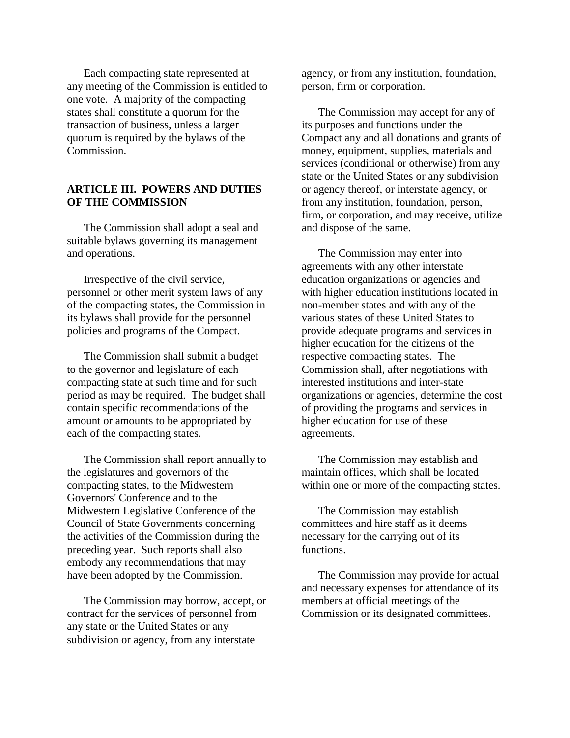Each compacting state represented at any meeting of the Commission is entitled to one vote. A majority of the compacting states shall constitute a quorum for the transaction of business, unless a larger quorum is required by the bylaws of the Commission.

## ARTICLE III. POWERS AND DUTIES OF THE COMMISSION

The Commission shall adopt a seal and suitable bylaws governing its management and operations.

Irrespective of the civil service, personnel or other merit system laws of any of the compacting states, the Commission in its bylaws shall provide for the personnel policies and programs of the Compact.

The Commission shall submit a budget to the governor and legislature of each compacting state at such time and for such period as may be required. The budget shall contain specific recommendations of the amount or amounts to be appropriated by each of the compacting states.

The Commission shall report annually to the legislatures and governors of the compacting states, to the Midwestern Governors' Conference and to the Midwestern Legislative Conference of the Council of State Governments concerning the activities of the Commission during the preceding year. Such reports shall also embody any recommendations that may have been adopted by the Commission.

The Commission may borrow, accept, or contract for the services of personnel from any state or the United States or any subdivision or agency, from any interstate agency, or from any institution, foundation, person, firm or corporation.

The Commission may accept for any of its purposes and functions under the Compact any and all donations and grants of money, equipment, supplies, materials and services (conditional or otherwise) from any state or the United States or any subdivision or agency thereof, or interstate agency, or from any institution, foundation, person, firm, or corporation, and may receive, utilize and dispose of the same.

The Commission may enter into agreements with any other interstate education organizations or agencies and with higher education institutions located in non-member states and with any of the various states of these United States to provide adequate programs and services in higher education for the citizens of the respective compacting states. The Commission shall, after negotiations with interested institutions and inter-state organizations or agencies, determine the cost of providing the programs and services in higher education for use of these agreements.

The Commission may establish and maintain offices, which shall be located within one or more of the compacting states.

The Commission may establish committees and hire staff as it deems necessary for the carrying out of its functions.

The Commission may provide for actual and necessary expenses for attendance of its members at official meetings of the Commission or its designated committees.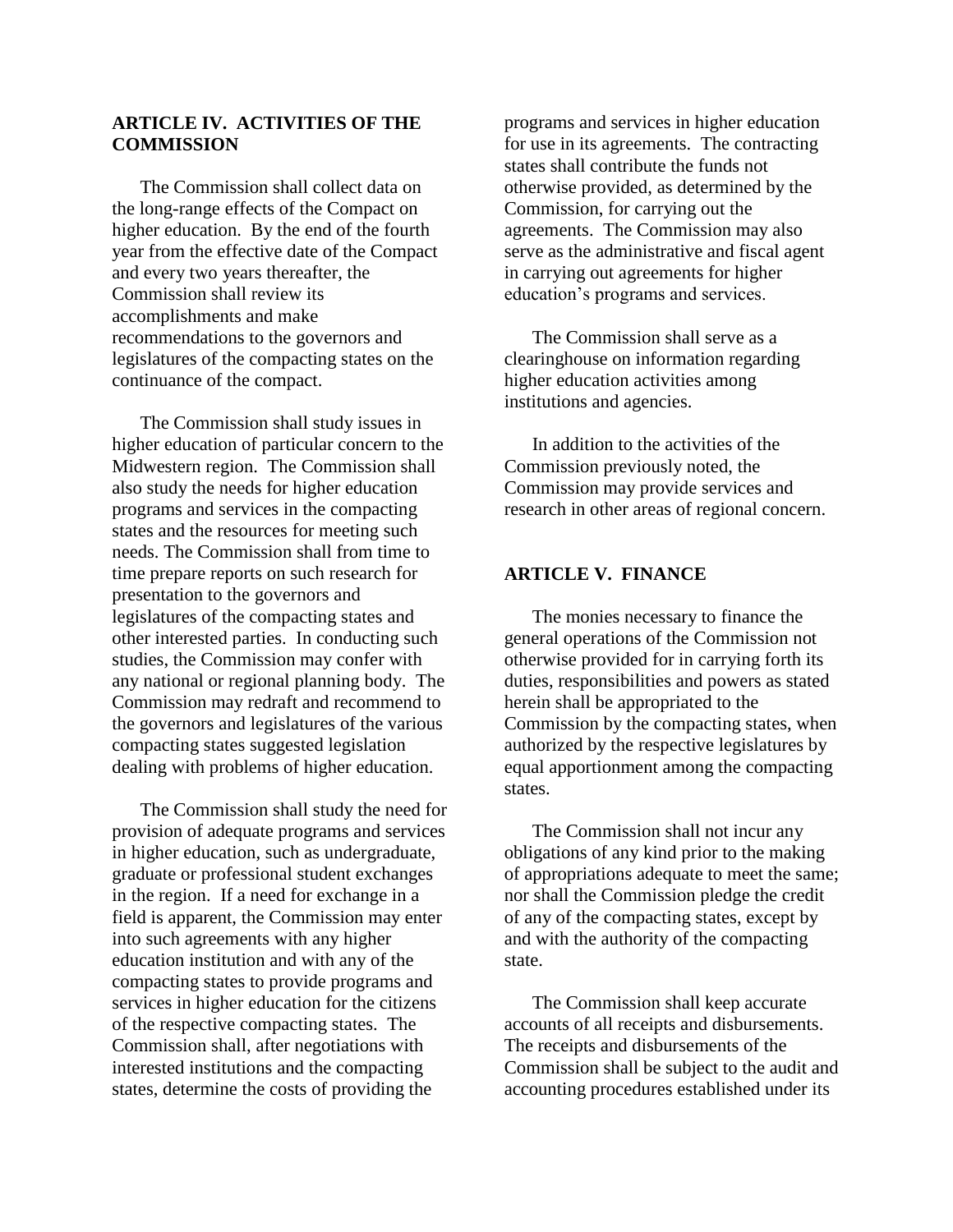## ARTICLE IV. ACTIVITIES OF THE COMMISSION

The Commission shall collect data on the long-range effects of the Compact on higher education. By the end of the fourth year from the effective date of the Compact and every two years thereafter, the Commission shall review its accomplishments and make recommendations to the governors and legislatures of the compacting states on the continuance of the compact.

The Commission shall study issues in higher education of particular concern to the Midwestern region. The Commission shall also study the needs for higher education programs and services in the compacting states and the resources for meeting such needs. The Commission shall from time to time prepare reports on such research for presentation to the governors and legislatures of the compacting states and other interested parties. In conducting such studies, the Commission may confer with any national or regional planning body. The Commission may redraft and recommend to the governors and legislatures of the various compacting states suggested legislation dealing with problems of higher education.

The Commission shall study the need for provision of adequate programs and services in higher education, such as undergraduate, graduate or professional student exchanges in the region. If a need for exchange in a field is apparent, the Commission may enter into such agreements with any higher education institution and with any of the compacting states to provide programs and services in higher education for the citizens of the respective compacting states. The Commission shall, after negotiations with interested institutions and the compacting states, determine the costs of providing the programs and services in higher education for use in its agreements. The contracting states shall contribute the funds not otherwise provided, as determined by the Commission, for carrying out the agreements. The Commission may also serve as the administrative and fiscal agent in carrying out agreements for higher education's programs and services.

The Commission shall serve as a clearinghouse on information regarding higher education activities among institutions and agencies.

In addition to the activities of the Commission previously noted, the Commission may provide services and research in other areas of regional concern.

## ARTICLE V. FINANCE

The monies necessary to finance the general operations of the Commission not otherwise provided for in carrying forth its duties, responsibilities and powers as stated herein shall be appropriated to the Commission by the compacting states, when authorized by the respective legislatures by equal apportionment among the compacting states.

The Commission shall not incur any obligations of any kind prior to the making of appropriations adequate to meet the same; nor shall the Commission pledge the credit of any of the compacting states, except by and with the authority of the compacting state.

The Commission shall keep accurate accounts of all receipts and disbursements. The receipts and disbursements of the Commission shall be subject to the audit and accounting procedures established under its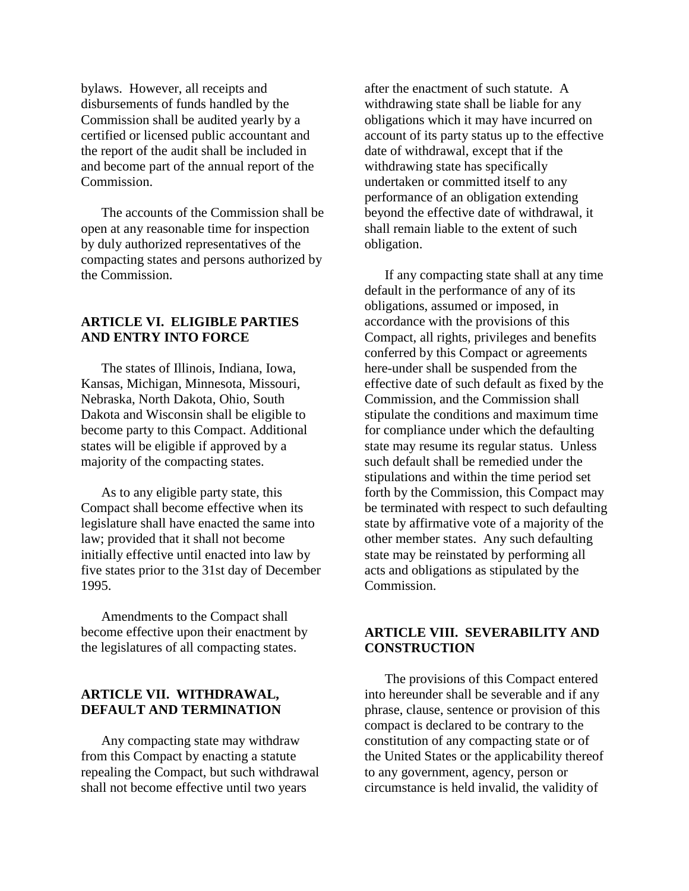bylaws. However, all receipts and disbursements of funds handled by the Commission shall be audited yearly by a certified or licensed public accountant and the report of the audit shall be included in and become part of the annual report of the Commission.

The accounts of the Commission shall be open at any reasonable time for inspection by duly authorized representatives of the compacting states and persons authorized by the Commission.

## ARTICLE VI. ELIGIBLE PARTIES AND ENTRY INTO FORCE

The states of Illinois, Indiana, Iowa, Kansas, Michigan, Minnesota, Missouri, Nebraska, North Dakota, Ohio, South Dakota and Wisconsin shall be eligible to become party to this Compact. Additional states will be eligible if approved by a majority of the compacting states.

As to any eligible party state, this Compact shall become effective when its legislature shall have enacted the same into law; provided that it shall not become initially effective until enacted into law by five states prior to the 31st day of December 1995.

Amendments to the Compact shall become effective upon their enactment by the legislatures of all compacting states.

## ARTICLE VII. WITHDRAWAL, DEFAULT AND TERMINATION

Any compacting state may withdraw from this Compact by enacting a statute repealing the Compact, but such withdrawal shall not become effective until two years after the enactment of such statute. A withdrawing state shall be liable for any obligations which it may have incurred on account of its party status up to the effective date of withdrawal, except that if the withdrawing state has specifically undertaken or committed itself to any performance of an obligation extending beyond the effective date of withdrawal, it shall remain liable to the extent of such obligation.

If any compacting state shall at any time default in the performance of any of its obligations, assumed or imposed, in accordance with the provisions of this Compact, all rights, privileges and benefits conferred by this Compact or agreements here-under shall be suspended from the effective date of such default as fixed by the Commission, and the Commission shall stipulate the conditions and maximum time for compliance under which the defaulting state may resume its regular status. Unless such default shall be remedied under the stipulations and within the time period set forth by the Commission, this Compact may be terminated with respect to such defaulting state by affirmative vote of a majority of the other member states. Any such defaulting state may be reinstated by performing all acts and obligations as stipulated by the Commission.

## ARTICLE VIII. SEVERABILITY AND CONSTRUCTION

The provisions of this Compact entered into hereunder shall be severable and if any phrase, clause, sentence or provision of this compact is declared to be contrary to the constitution of any compacting state or of the United States or the applicability thereof to any government, agency, person or circumstance is held invalid, the validity of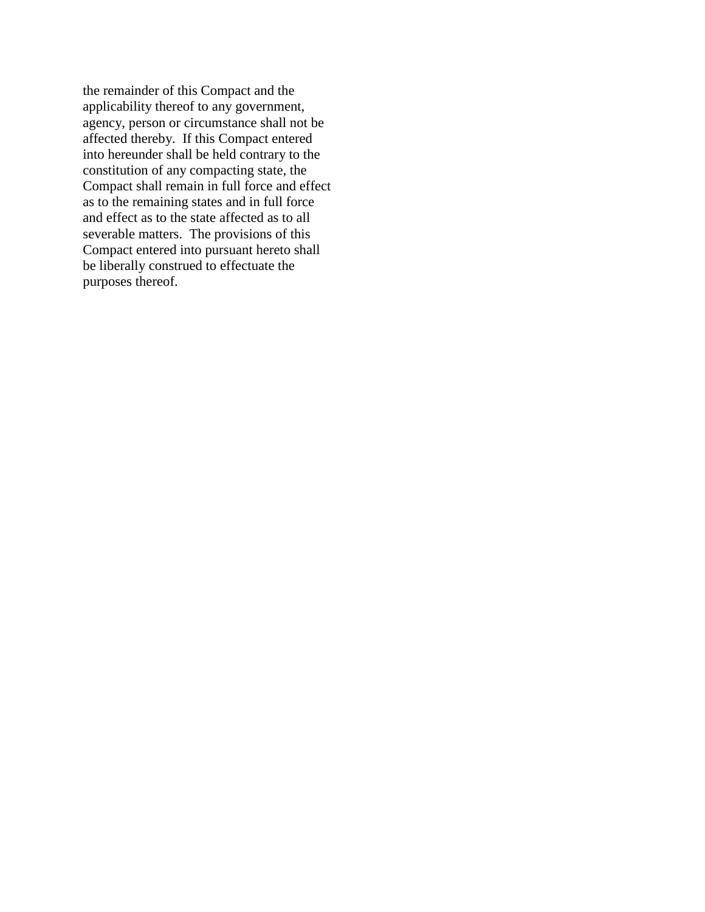the remainder of this Compact and the applicability thereof to any government, agency, person or circumstance shall not be affected thereby. If this Compact entered into hereunder shall be held contrary to the constitution of any compacting state, the Compact shall remain in full force and effect as to the remaining states and in full force and effect as to the state affected as to all severable matters. The provisions of this Compact entered into pursuant hereto shall be liberally construed to effectuate the purposes thereof.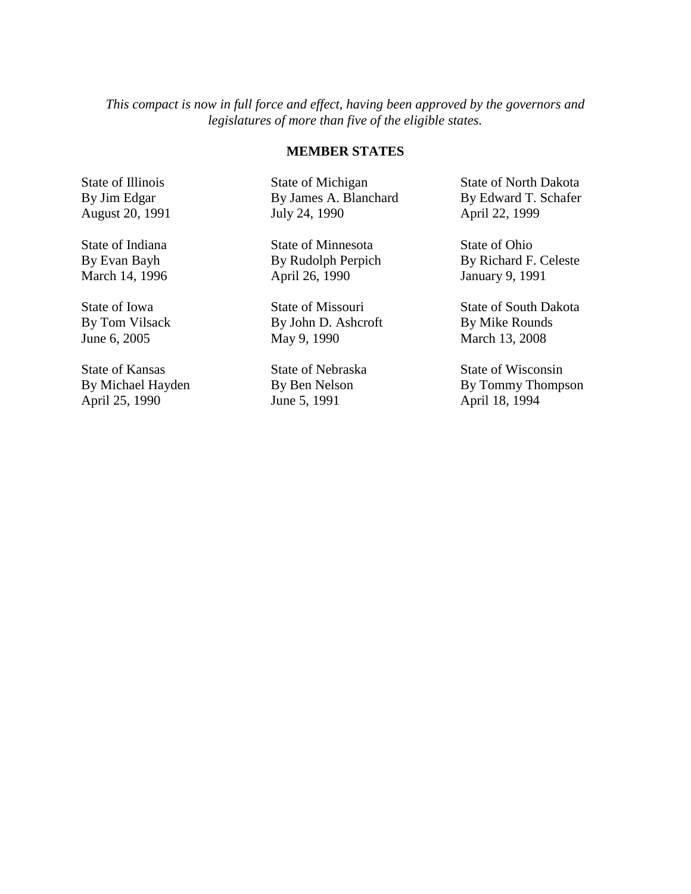*This compact is now in full force and effect, having been approved by the governors and legislatures of more than five of the eligible states.*

## MEMBER STATES

State of Illinois
By Jim Edgar
August 20, 1991

State of Indiana
By Evan Bayh
March 14, 1996

State of Iowa
By Tom Vilsack
June 6, 2005

State of Kansas
By Michael Hayden
April 25, 1990

State of Michigan
By James A. Blanchard
July 24, 1990

State of Minnesota
By Rudolph Perpich
April 26, 1990

State of Missouri
By John D. Ashcroft
May 9, 1990

State of Nebraska
By Ben Nelson
June 5, 1991

State of North Dakota
By Edward T. Schafer
April 22, 1999

State of Ohio
By Richard F. Celeste
January 9, 1991

State of South Dakota
By Mike Rounds
March 13, 2008

State of Wisconsin
By Tommy Thompson
April 18, 1994